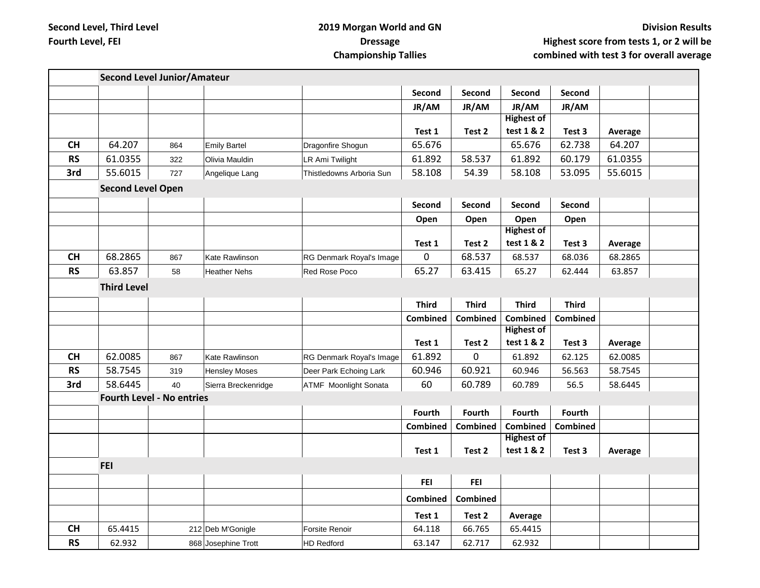Second Level, Third Level
Fourth Level, FEI

**2019 Morgan World and GN Dressage Championship Tallies**

**Division Results**
**Highest score from tests 1, or 2 will be combined with test 3 for overall average**

| | | | | | | | | | | |
|---|---|---|---|---|---|---|---|---|---|---|
| | **Second Level Junior/Amateur** | | | | | | | | | |
| | | | | | **Second JR/AM** | **Second JR/AM** | **Second JR/AM** | **Second JR/AM** | | |
| | | | | | **Test 1** | **Test 2** | **Highest of test 1 & 2** | **Test 3** | **Average** | |
| **CH** | 64.207 | 864 | Emily Bartel | Dragonfire Shogun | 65.676 | | 65.676 | 62.738 | 64.207 | |
| **RS** | 61.0355 | 322 | Olivia Mauldin | LR Ami Twilight | 61.892 | 58.537 | 61.892 | 60.179 | 61.0355 | |
| **3rd** | 55.6015 | 727 | Angelique Lang | Thistledowns Arboria Sun | 58.108 | 54.39 | 58.108 | 53.095 | 55.6015 | |
| | **Second Level Open** | | | | | | | | | |
| | | | | | **Second Open** | **Second Open** | **Second Open** | **Second Open** | | |
| | | | | | **Test 1** | **Test 2** | **Highest of test 1 & 2** | **Test 3** | **Average** | |
| **CH** | 68.2865 | 867 | Kate Rawlinson | RG Denmark Royal's Image | 0 | 68.537 | 68.537 | 68.036 | 68.2865 | |
| **RS** | 63.857 | 58 | Heather Nehs | Red Rose Poco | 65.27 | 63.415 | 65.27 | 62.444 | 63.857 | |
| | **Third Level** | | | | | | | | | |
| | | | | | **Third Combined** | **Third Combined** | **Third Combined** | **Third Combined** | | |
| | | | | | **Test 1** | **Test 2** | **Highest of test 1 & 2** | **Test 3** | **Average** | |
| **CH** | 62.0085 | 867 | Kate Rawlinson | RG Denmark Royal's Image | 61.892 | 0 | 61.892 | 62.125 | 62.0085 | |
| **RS** | 58.7545 | 319 | Hensley Moses | Deer Park Echoing Lark | 60.946 | 60.921 | 60.946 | 56.563 | 58.7545 | |
| **3rd** | 58.6445 | 40 | Sierra Breckenridge | ATMF Moonlight Sonata | 60 | 60.789 | 60.789 | 56.5 | 58.6445 | |
| | **Fourth Level - No entries** | | | | | | | | | |
| | | | | | **Fourth Combined** | **Fourth Combined** | **Fourth Combined** | **Fourth Combined** | | |
| | | | | | **Test 1** | **Test 2** | **Highest of test 1 & 2** | **Test 3** | **Average** | |
| | **FEI** | | | | | | | | | |
| | | | | | **FEI Combined** | **FEI Combined** | | | | |
| | | | | | **Test 1** | **Test 2** | **Average** | | | |
| **CH** | 65.4415 | 212 | Deb M'Gonigle | Forsite Renoir | 64.118 | 66.765 | 65.4415 | | | |
| **RS** | 62.932 | 868 | Josephine Trott | HD Redford | 63.147 | 62.717 | 62.932 | | | |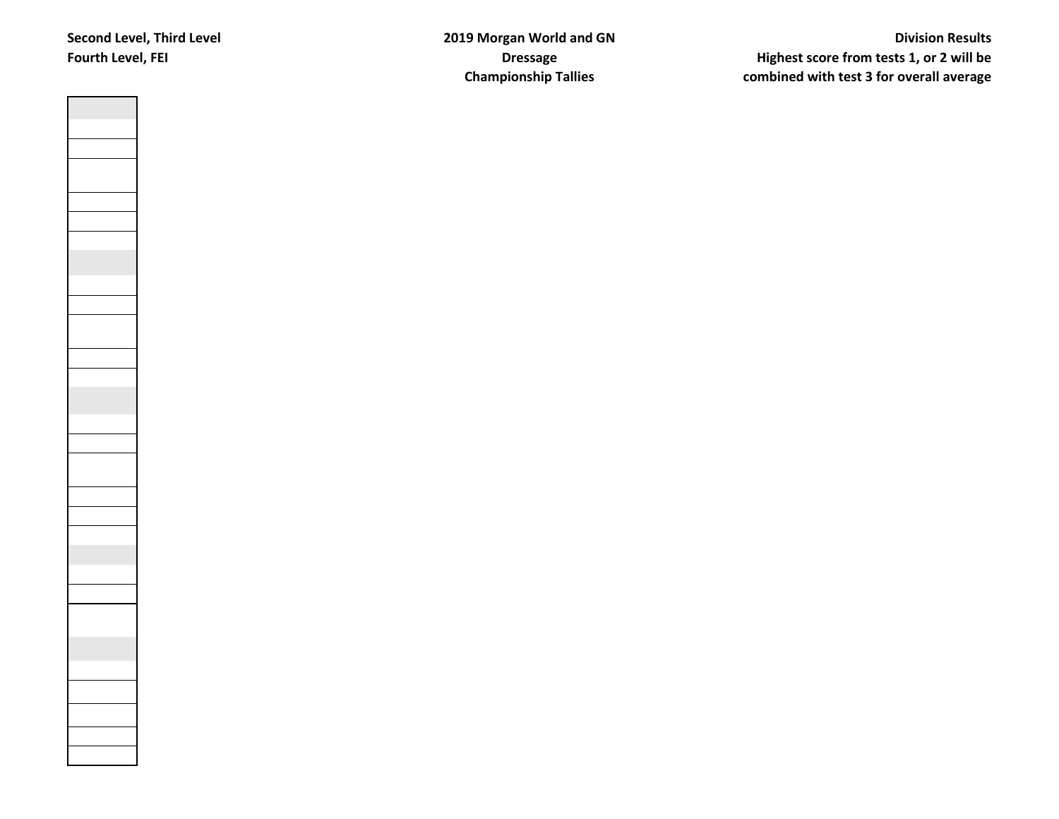**Second Level, Third Level**
**Fourth Level, FEI**

**2019 Morgan World and GN**
**Dressage**
**Championship Tallies**

**Division Results**
**Highest score from tests 1, or 2 will be combined with test 3 for overall average**